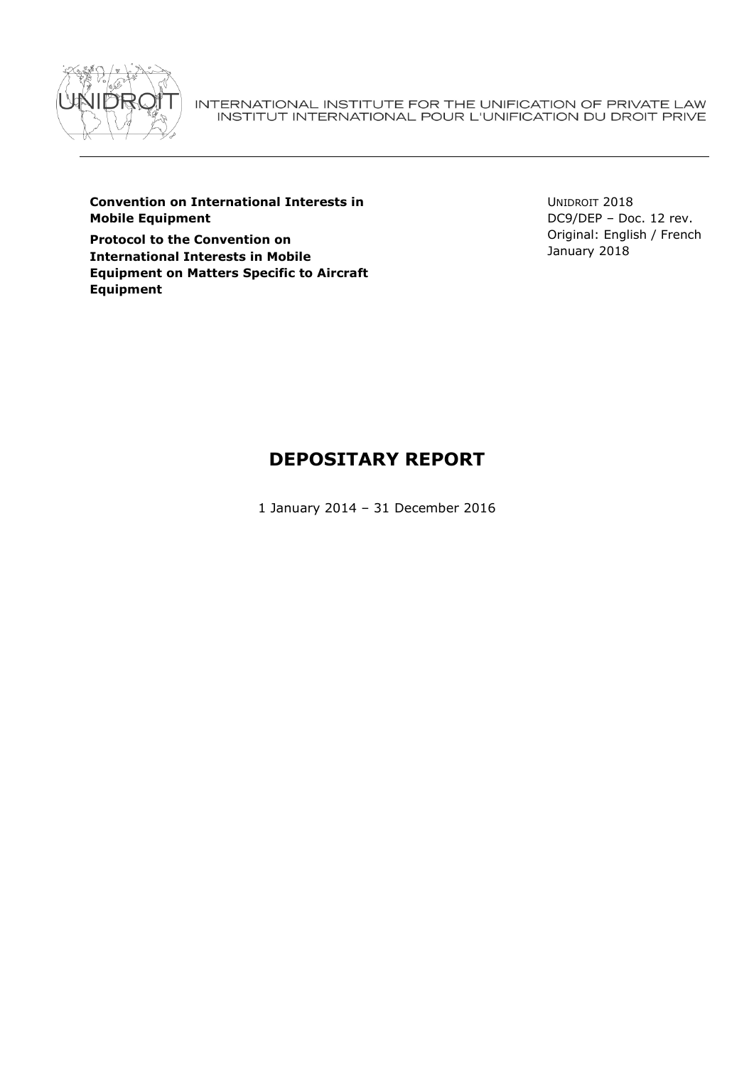INTERNATIONAL INSTITUTE FOR THE UNIFICATION OF PRIVATE LAW
INSTITUT INTERNATIONAL POUR L'UNIFICATION DU DROIT PRIVE

**Convention on International Interests in Mobile Equipment**

**Protocol to the Convention on International Interests in Mobile Equipment on Matters Specific to Aircraft Equipment**

UNIDROIT 2018
DC9/DEP – Doc. 12 rev.
Original: English / French
January 2018

# DEPOSITARY REPORT

1 January 2014 – 31 December 2016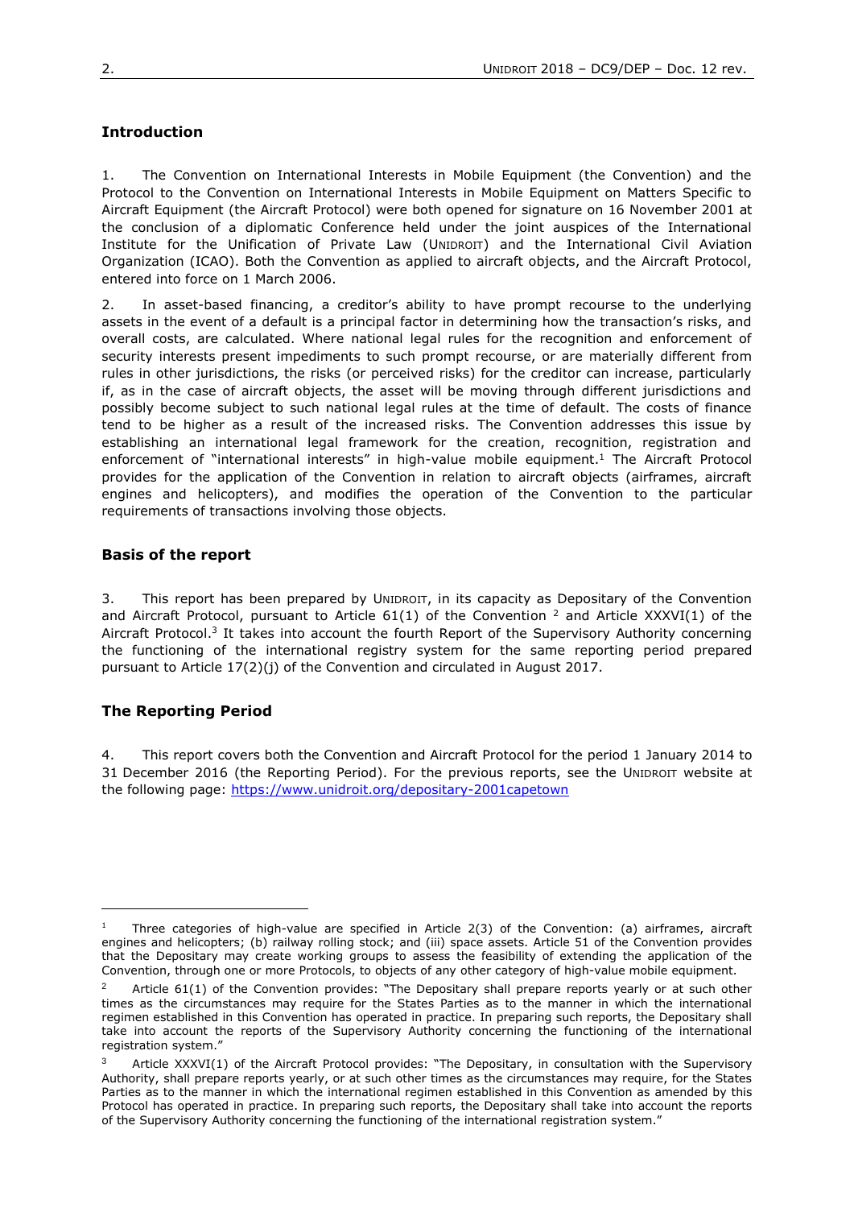## Introduction

1. The Convention on International Interests in Mobile Equipment (the Convention) and the Protocol to the Convention on International Interests in Mobile Equipment on Matters Specific to Aircraft Equipment (the Aircraft Protocol) were both opened for signature on 16 November 2001 at the conclusion of a diplomatic Conference held under the joint auspices of the International Institute for the Unification of Private Law (UNIDROIT) and the International Civil Aviation Organization (ICAO). Both the Convention as applied to aircraft objects, and the Aircraft Protocol, entered into force on 1 March 2006.

2. In asset-based financing, a creditor's ability to have prompt recourse to the underlying assets in the event of a default is a principal factor in determining how the transaction's risks, and overall costs, are calculated. Where national legal rules for the recognition and enforcement of security interests present impediments to such prompt recourse, or are materially different from rules in other jurisdictions, the risks (or perceived risks) for the creditor can increase, particularly if, as in the case of aircraft objects, the asset will be moving through different jurisdictions and possibly become subject to such national legal rules at the time of default. The costs of finance tend to be higher as a result of the increased risks. The Convention addresses this issue by establishing an international legal framework for the creation, recognition, registration and enforcement of "international interests" in high-value mobile equipment.[1] The Aircraft Protocol provides for the application of the Convention in relation to aircraft objects (airframes, aircraft engines and helicopters), and modifies the operation of the Convention to the particular requirements of transactions involving those objects.

## Basis of the report

3. This report has been prepared by UNIDROIT, in its capacity as Depositary of the Convention and Aircraft Protocol, pursuant to Article 61(1) of the Convention [2] and Article XXXVI(1) of the Aircraft Protocol.[3] It takes into account the fourth Report of the Supervisory Authority concerning the functioning of the international registry system for the same reporting period prepared pursuant to Article 17(2)(j) of the Convention and circulated in August 2017.

## The Reporting Period

4. This report covers both the Convention and Aircraft Protocol for the period 1 January 2014 to 31 December 2016 (the Reporting Period). For the previous reports, see the UNIDROIT website at the following page: https://www.unidroit.org/depositary-2001capetown

---

[1] Three categories of high-value are specified in Article 2(3) of the Convention: (a) airframes, aircraft engines and helicopters; (b) railway rolling stock; and (iii) space assets. Article 51 of the Convention provides that the Depositary may create working groups to assess the feasibility of extending the application of the Convention, through one or more Protocols, to objects of any other category of high-value mobile equipment.

[2] Article 61(1) of the Convention provides: "The Depositary shall prepare reports yearly or at such other times as the circumstances may require for the States Parties as to the manner in which the international regimen established in this Convention has operated in practice. In preparing such reports, the Depositary shall take into account the reports of the Supervisory Authority concerning the functioning of the international registration system."

[3] Article XXXVI(1) of the Aircraft Protocol provides: "The Depositary, in consultation with the Supervisory Authority, shall prepare reports yearly, or at such other times as the circumstances may require, for the States Parties as to the manner in which the international regimen established in this Convention as amended by this Protocol has operated in practice. In preparing such reports, the Depositary shall take into account the reports of the Supervisory Authority concerning the functioning of the international registration system."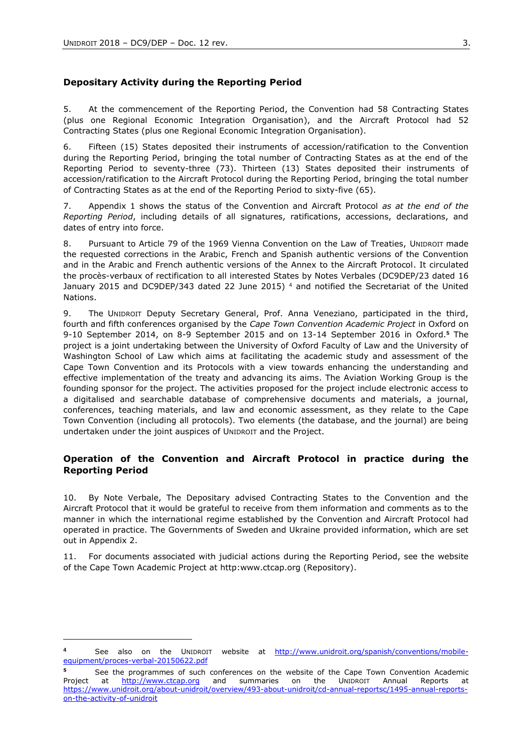## Depositary Activity during the Reporting Period

5. At the commencement of the Reporting Period, the Convention had 58 Contracting States (plus one Regional Economic Integration Organisation), and the Aircraft Protocol had 52 Contracting States (plus one Regional Economic Integration Organisation).

6. Fifteen (15) States deposited their instruments of accession/ratification to the Convention during the Reporting Period, bringing the total number of Contracting States as at the end of the Reporting Period to seventy-three (73). Thirteen (13) States deposited their instruments of accession/ratification to the Aircraft Protocol during the Reporting Period, bringing the total number of Contracting States as at the end of the Reporting Period to sixty-five (65).

7. Appendix 1 shows the status of the Convention and Aircraft Protocol *as at the end of the Reporting Period*, including details of all signatures, ratifications, accessions, declarations, and dates of entry into force.

8. Pursuant to Article 79 of the 1969 Vienna Convention on the Law of Treaties, UNIDROIT made the requested corrections in the Arabic, French and Spanish authentic versions of the Convention and in the Arabic and French authentic versions of the Annex to the Aircraft Protocol. It circulated the procès-verbaux of rectification to all interested States by Notes Verbales (DC9DEP/23 dated 16 January 2015 and DC9DEP/343 dated 22 June 2015) [4] and notified the Secretariat of the United Nations.

9. The UNIDROIT Deputy Secretary General, Prof. Anna Veneziano, participated in the third, fourth and fifth conferences organised by the *Cape Town Convention Academic Project* in Oxford on 9-10 September 2014, on 8-9 September 2015 and on 13-14 September 2016 in Oxford.[5] The project is a joint undertaking between the University of Oxford Faculty of Law and the University of Washington School of Law which aims at facilitating the academic study and assessment of the Cape Town Convention and its Protocols with a view towards enhancing the understanding and effective implementation of the treaty and advancing its aims. The Aviation Working Group is the founding sponsor for the project. The activities proposed for the project include electronic access to a digitalised and searchable database of comprehensive documents and materials, a journal, conferences, teaching materials, and law and economic assessment, as they relate to the Cape Town Convention (including all protocols). Two elements (the database, and the journal) are being undertaken under the joint auspices of UNIDROIT and the Project.

## Operation of the Convention and Aircraft Protocol in practice during the Reporting Period

10. By Note Verbale, The Depositary advised Contracting States to the Convention and the Aircraft Protocol that it would be grateful to receive from them information and comments as to the manner in which the international regime established by the Convention and Aircraft Protocol had operated in practice. The Governments of Sweden and Ukraine provided information, which are set out in Appendix 2.

11. For documents associated with judicial actions during the Reporting Period, see the website of the Cape Town Academic Project at http:www.ctcap.org (Repository).

---

[4] See also on the UNIDROIT website at http://www.unidroit.org/spanish/conventions/mobile-equipment/proces-verbal-20150622.pdf

[5] See the programmes of such conferences on the website of the Cape Town Convention Academic Project at http://www.ctcap.org and summaries on the UNIDROIT Annual Reports at https://www.unidroit.org/about-unidroit/overview/493-about-unidroit/cd-annual-reportsc/1495-annual-reports-on-the-activity-of-unidroit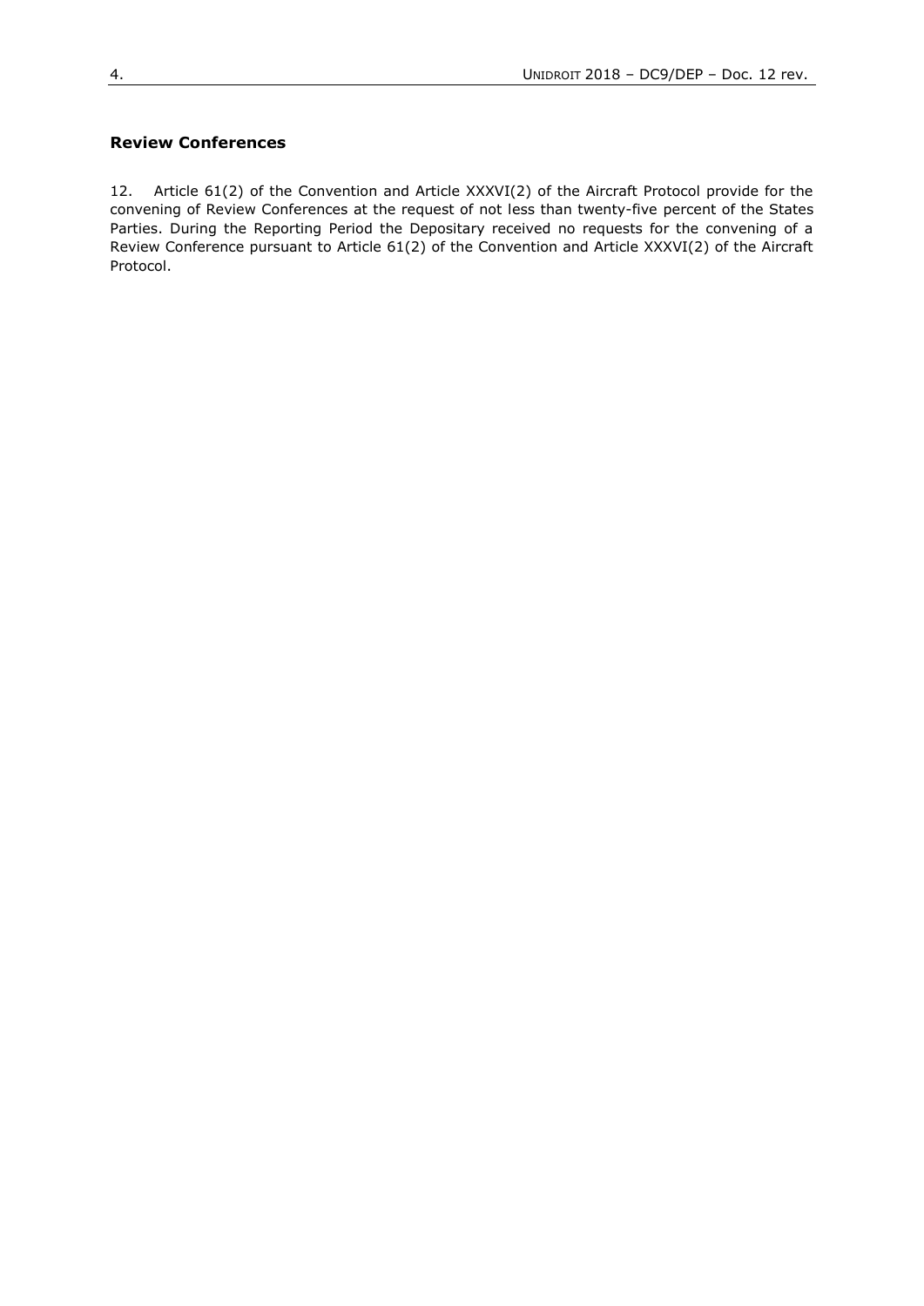## Review Conferences

12. Article 61(2) of the Convention and Article XXXVI(2) of the Aircraft Protocol provide for the convening of Review Conferences at the request of not less than twenty-five percent of the States Parties. During the Reporting Period the Depositary received no requests for the convening of a Review Conference pursuant to Article 61(2) of the Convention and Article XXXVI(2) of the Aircraft Protocol.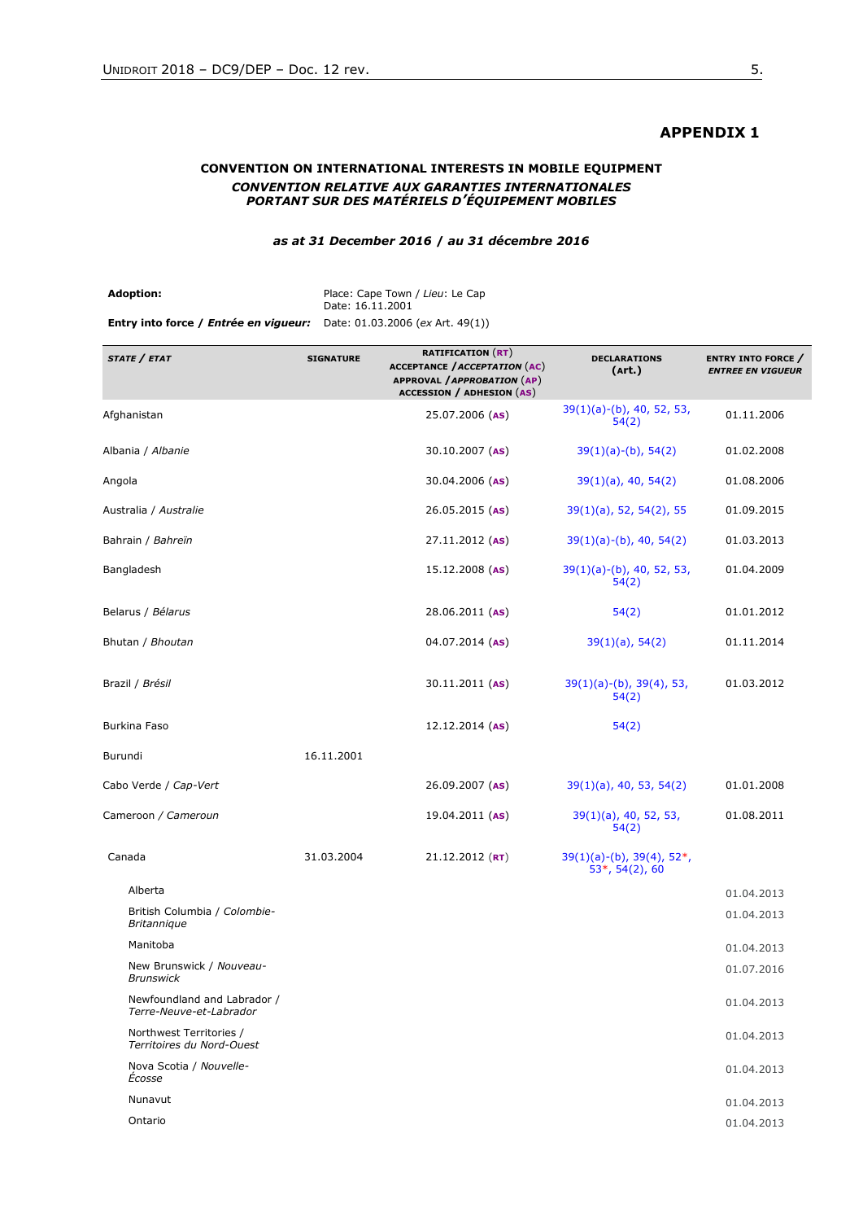## APPENDIX 1

**CONVENTION ON INTERNATIONAL INTERESTS IN MOBILE EQUIPMENT**
***CONVENTION RELATIVE AUX GARANTIES INTERNATIONALES PORTANT SUR DES MATÉRIELS D'ÉQUIPEMENT MOBILES***

***as at 31 December 2016 / au 31 décembre 2016***

**Adoption:** Place: Cape Town / *Lieu*: Le Cap
Date: 16.11.2001

**Entry into force / *Entrée en vigueur:*** Date: 01.03.2006 (*ex* Art. 49(1))

| ***STATE / ETAT*** | **SIGNATURE** | **RATIFICATION (RT) ACCEPTANCE / *ACCEPTATION* (AC) APPROVAL / *APPROBATION* (AP) ACCESSION / ADHESION (AS)** | **DECLARATIONS (art.)** | **ENTRY INTO FORCE / *ENTREE EN VIGUEUR*** |
|---|---|---|---|---|
| Afghanistan | | 25.07.2006 (**AS**) | 39(1)(a)-(b), 40, 52, 53, 54(2) | 01.11.2006 |
| Albania / *Albanie* | | 30.10.2007 (**AS**) | 39(1)(a)-(b), 54(2) | 01.02.2008 |
| Angola | | 30.04.2006 (**AS**) | 39(1)(a), 40, 54(2) | 01.08.2006 |
| Australia / *Australie* | | 26.05.2015 (**AS**) | 39(1)(a), 52, 54(2), 55 | 01.09.2015 |
| Bahrain / *Bahreïn* | | 27.11.2012 (**AS**) | 39(1)(a)-(b), 40, 54(2) | 01.03.2013 |
| Bangladesh | | 15.12.2008 (**AS**) | 39(1)(a)-(b), 40, 52, 53, 54(2) | 01.04.2009 |
| Belarus / *Bélarus* | | 28.06.2011 (**AS**) | 54(2) | 01.01.2012 |
| Bhutan / *Bhoutan* | | 04.07.2014 (**AS**) | 39(1)(a), 54(2) | 01.11.2014 |
| Brazil / *Brésil* | | 30.11.2011 (**AS**) | 39(1)(a)-(b), 39(4), 53, 54(2) | 01.03.2012 |
| Burkina Faso | | 12.12.2014 (**AS**) | 54(2) | |
| Burundi | 16.11.2001 | | | |
| Cabo Verde / *Cap-Vert* | | 26.09.2007 (**AS**) | 39(1)(a), 40, 53, 54(2) | 01.01.2008 |
| Cameroon / *Cameroun* | | 19.04.2011 (**AS**) | 39(1)(a), 40, 52, 53, 54(2) | 01.08.2011 |
| Canada | 31.03.2004 | 21.12.2012 (**RT**) | 39(1)(a)-(b), 39(4), 52*, 53*, 54(2), 60 | |
| Alberta | | | | 01.04.2013 |
| British Columbia / *Colombie-Britannique* | | | | 01.04.2013 |
| Manitoba | | | | 01.04.2013 |
| New Brunswick / *Nouveau-Brunswick* | | | | 01.07.2016 |
| Newfoundland and Labrador / *Terre-Neuve-et-Labrador* | | | | 01.04.2013 |
| Northwest Territories / *Territoires du Nord-Ouest* | | | | 01.04.2013 |
| Nova Scotia / *Nouvelle-Écosse* | | | | 01.04.2013 |
| Nunavut | | | | 01.04.2013 |
| Ontario | | | | 01.04.2013 |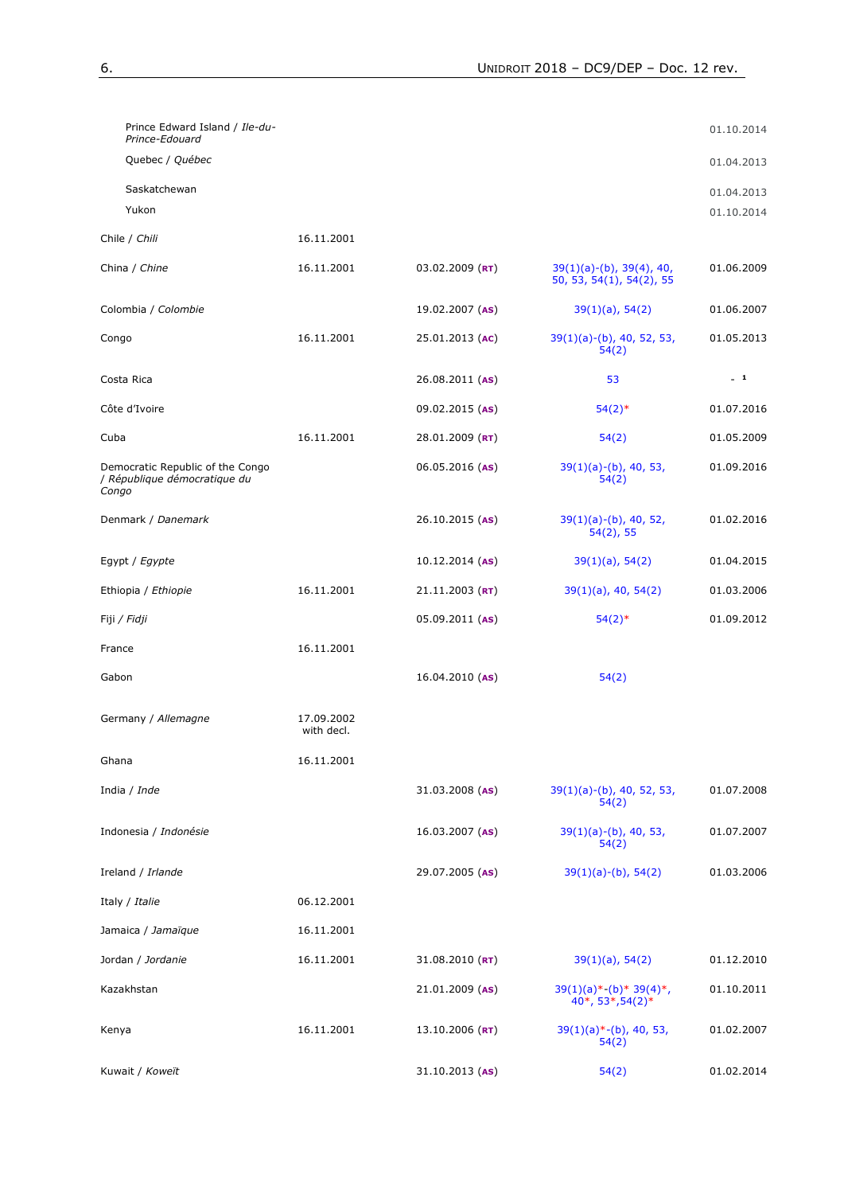| | | | | |
|---|---|---|---|---|
| Prince Edward Island / *Ile-du-Prince-Edouard* | | | | 01.10.2014 |
| Quebec / *Québec* | | | | 01.04.2013 |
| Saskatchewan | | | | 01.04.2013 |
| Yukon | | | | 01.10.2014 |
| Chile / *Chili* | 16.11.2001 | | | |
| China / *Chine* | 16.11.2001 | 03.02.2009 (**RT**) | 39(1)(a)-(b), 39(4), 40, 50, 53, 54(1), 54(2), 55 | 01.06.2009 |
| Colombia / *Colombie* | | 19.02.2007 (**AS**) | 39(1)(a), 54(2) | 01.06.2007 |
| Congo | 16.11.2001 | 25.01.2013 (**AC**) | 39(1)(a)-(b), 40, 52, 53, 54(2) | 01.05.2013 |
| Costa Rica | | 26.08.2011 (**AS**) | 53 | - [1] |
| Côte d'Ivoire | | 09.02.2015 (**AS**) | 54(2)* | 01.07.2016 |
| Cuba | 16.11.2001 | 28.01.2009 (**RT**) | 54(2) | 01.05.2009 |
| Democratic Republic of the Congo / *République démocratique du Congo* | | 06.05.2016 (**AS**) | 39(1)(a)-(b), 40, 53, 54(2) | 01.09.2016 |
| Denmark / *Danemark* | | 26.10.2015 (**AS**) | 39(1)(a)-(b), 40, 52, 54(2), 55 | 01.02.2016 |
| Egypt / *Egypte* | | 10.12.2014 (**AS**) | 39(1)(a), 54(2) | 01.04.2015 |
| Ethiopia / *Ethiopie* | 16.11.2001 | 21.11.2003 (**RT**) | 39(1)(a), 40, 54(2) | 01.03.2006 |
| Fiji / *Fidji* | | 05.09.2011 (**AS**) | 54(2)* | 01.09.2012 |
| France | 16.11.2001 | | | |
| Gabon | | 16.04.2010 (**AS**) | 54(2) | |
| Germany / *Allemagne* | 17.09.2002 with decl. | | | |
| Ghana | 16.11.2001 | | | |
| India / *Inde* | | 31.03.2008 (**AS**) | 39(1)(a)-(b), 40, 52, 53, 54(2) | 01.07.2008 |
| Indonesia / *Indonésie* | | 16.03.2007 (**AS**) | 39(1)(a)-(b), 40, 53, 54(2) | 01.07.2007 |
| Ireland / *Irlande* | | 29.07.2005 (**AS**) | 39(1)(a)-(b), 54(2) | 01.03.2006 |
| Italy / *Italie* | 06.12.2001 | | | |
| Jamaica / *Jamaïque* | 16.11.2001 | | | |
| Jordan / *Jordanie* | 16.11.2001 | 31.08.2010 (**RT**) | 39(1)(a), 54(2) | 01.12.2010 |
| Kazakhstan | | 21.01.2009 (**AS**) | 39(1)(a)*-(b)* 39(4)*, 40*, 53*,54(2)* | 01.10.2011 |
| Kenya | 16.11.2001 | 13.10.2006 (**RT**) | 39(1)(a)*-(b), 40, 53, 54(2) | 01.02.2007 |
| Kuwait / *Koweït* | | 31.10.2013 (**AS**) | 54(2) | 01.02.2014 |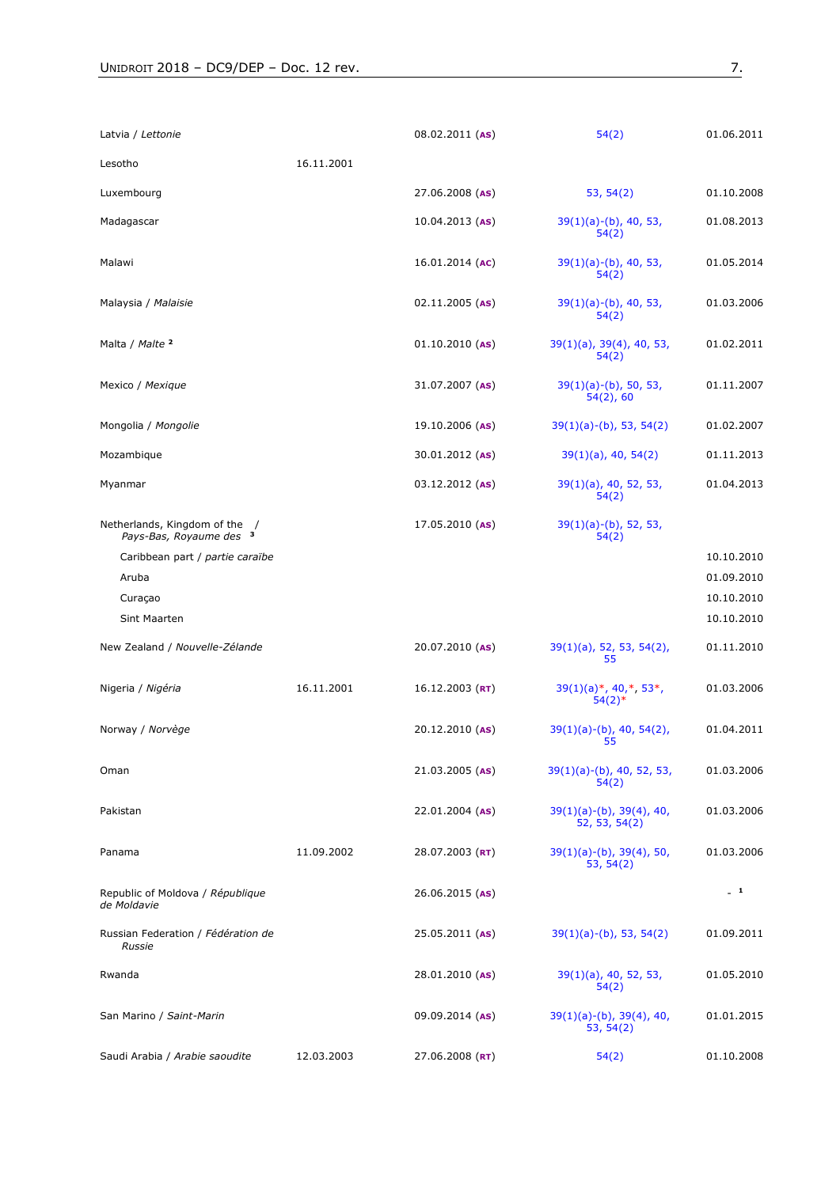| | | | | |
|---|---|---|---|---|
| Latvia / *Lettonie* | | 08.02.2011 (**AS**) | 54(2) | 01.06.2011 |
| Lesotho | 16.11.2001 | | | |
| Luxembourg | | 27.06.2008 (**AS**) | 53, 54(2) | 01.10.2008 |
| Madagascar | | 10.04.2013 (**AS**) | 39(1)(a)-(b), 40, 53, 54(2) | 01.08.2013 |
| Malawi | | 16.01.2014 (**AC**) | 39(1)(a)-(b), 40, 53, 54(2) | 01.05.2014 |
| Malaysia / *Malaisie* | | 02.11.2005 (**AS**) | 39(1)(a)-(b), 40, 53, 54(2) | 01.03.2006 |
| Malta / *Malte* [2] | | 01.10.2010 (**AS**) | 39(1)(a), 39(4), 40, 53, 54(2) | 01.02.2011 |
| Mexico / *Mexique* | | 31.07.2007 (**AS**) | 39(1)(a)-(b), 50, 53, 54(2), 60 | 01.11.2007 |
| Mongolia / *Mongolie* | | 19.10.2006 (**AS**) | 39(1)(a)-(b), 53, 54(2) | 01.02.2007 |
| Mozambique | | 30.01.2012 (**AS**) | 39(1)(a), 40, 54(2) | 01.11.2013 |
| Myanmar | | 03.12.2012 (**AS**) | 39(1)(a), 40, 52, 53, 54(2) | 01.04.2013 |
| Netherlands, Kingdom of the / *Pays-Bas, Royaume des* [3] | | 17.05.2010 (**AS**) | 39(1)(a)-(b), 52, 53, 54(2) | |
| Caribbean part / *partie caraïbe* | | | | 10.10.2010 |
| Aruba | | | | 01.09.2010 |
| Curaçao | | | | 10.10.2010 |
| Sint Maarten | | | | 10.10.2010 |
| New Zealand / *Nouvelle-Zélande* | | 20.07.2010 (**AS**) | 39(1)(a), 52, 53, 54(2), 55 | 01.11.2010 |
| Nigeria / *Nigéria* | 16.11.2001 | 16.12.2003 (**RT**) | 39(1)(a)*, 40,*, 53*, 54(2)* | 01.03.2006 |
| Norway / *Norvège* | | 20.12.2010 (**AS**) | 39(1)(a)-(b), 40, 54(2), 55 | 01.04.2011 |
| Oman | | 21.03.2005 (**AS**) | 39(1)(a)-(b), 40, 52, 53, 54(2) | 01.03.2006 |
| Pakistan | | 22.01.2004 (**AS**) | 39(1)(a)-(b), 39(4), 40, 52, 53, 54(2) | 01.03.2006 |
| Panama | 11.09.2002 | 28.07.2003 (**RT**) | 39(1)(a)-(b), 39(4), 50, 53, 54(2) | 01.03.2006 |
| Republic of Moldova / *République de Moldavie* | | 26.06.2015 (**AS**) | | - [1] |
| Russian Federation / *Fédération de Russie* | | 25.05.2011 (**AS**) | 39(1)(a)-(b), 53, 54(2) | 01.09.2011 |
| Rwanda | | 28.01.2010 (**AS**) | 39(1)(a), 40, 52, 53, 54(2) | 01.05.2010 |
| San Marino / *Saint-Marin* | | 09.09.2014 (**AS**) | 39(1)(a)-(b), 39(4), 40, 53, 54(2) | 01.01.2015 |
| Saudi Arabia / *Arabie saoudite* | 12.03.2003 | 27.06.2008 (**RT**) | 54(2) | 01.10.2008 |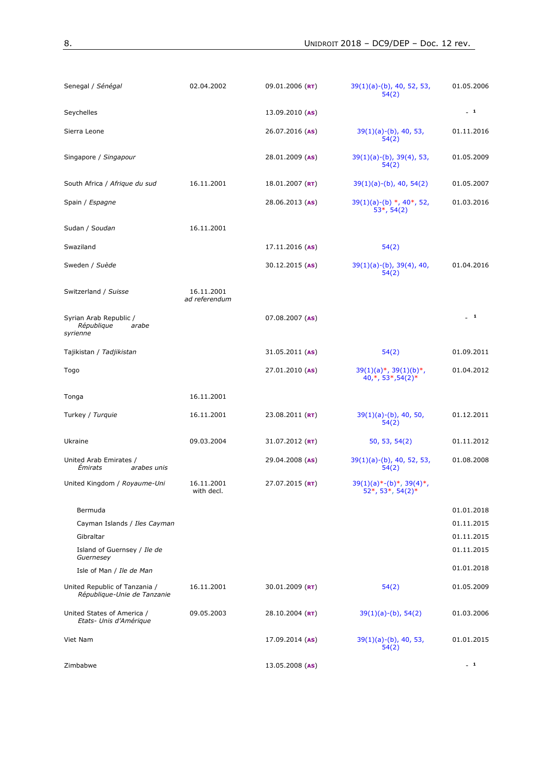| | | | | |
|---|---|---|---|---|
| Senegal / *Sénégal* | 02.04.2002 | 09.01.2006 (**RT**) | 39(1)(a)-(b), 40, 52, 53, 54(2) | 01.05.2006 |
| Seychelles | | 13.09.2010 (**AS**) | | - [1] |
| Sierra Leone | | 26.07.2016 (**AS**) | 39(1)(a)-(b), 40, 53, 54(2) | 01.11.2016 |
| Singapore / *Singapour* | | 28.01.2009 (**AS**) | 39(1)(a)-(b), 39(4), 53, 54(2) | 01.05.2009 |
| South Africa / *Afrique du sud* | 16.11.2001 | 18.01.2007 (**RT**) | 39(1)(a)-(b), 40, 54(2) | 01.05.2007 |
| Spain / *Espagne* | | 28.06.2013 (**AS**) | 39(1)(a)-(b) *, 40*, 52, 53*, 54(2) | 01.03.2016 |
| Sudan / *Soudan* | 16.11.2001 | | | |
| Swaziland | | 17.11.2016 (**AS**) | 54(2) | |
| Sweden / *Suède* | | 30.12.2015 (**AS**) | 39(1)(a)-(b), 39(4), 40, 54(2) | 01.04.2016 |
| Switzerland / *Suisse* | 16.11.2001 *ad referendum* | | | |
| Syrian Arab Republic / *République arabe syrienne* | | 07.08.2007 (**AS**) | | - [1] |
| Tajikistan / *Tadjikistan* | | 31.05.2011 (**AS**) | 54(2) | 01.09.2011 |
| Togo | | 27.01.2010 (**AS**) | 39(1)(a)*, 39(1)(b)*, 40,*, 53*,54(2)* | 01.04.2012 |
| Tonga | 16.11.2001 | | | |
| Turkey / *Turquie* | 16.11.2001 | 23.08.2011 (**RT**) | 39(1)(a)-(b), 40, 50, 54(2) | 01.12.2011 |
| Ukraine | 09.03.2004 | 31.07.2012 (**RT**) | 50, 53, 54(2) | 01.11.2012 |
| United Arab Emirates / *Émirats arabes unis* | | 29.04.2008 (**AS**) | 39(1)(a)-(b), 40, 52, 53, 54(2) | 01.08.2008 |
| United Kingdom / *Royaume-Uni* | 16.11.2001 with decl. | 27.07.2015 (**RT**) | 39(1)(a)*-(b)*, 39(4)*, 52*, 53*, 54(2)* | |
| Bermuda | | | | 01.01.2018 |
| Cayman Islands / *Iles Cayman* | | | | 01.11.2015 |
| Gibraltar | | | | 01.11.2015 |
| Island of Guernsey / *Ile de Guernesey* | | | | 01.11.2015 |
| Isle of Man / *Ile de Man* | | | | 01.01.2018 |
| United Republic of Tanzania / *République-Unie de Tanzanie* | 16.11.2001 | 30.01.2009 (**RT**) | 54(2) | 01.05.2009 |
| United States of America / *Etats- Unis d'Amérique* | 09.05.2003 | 28.10.2004 (**RT**) | 39(1)(a)-(b), 54(2) | 01.03.2006 |
| Viet Nam | | 17.09.2014 (**AS**) | 39(1)(a)-(b), 40, 53, 54(2) | 01.01.2015 |
| Zimbabwe | | 13.05.2008 (**AS**) | | - [1] |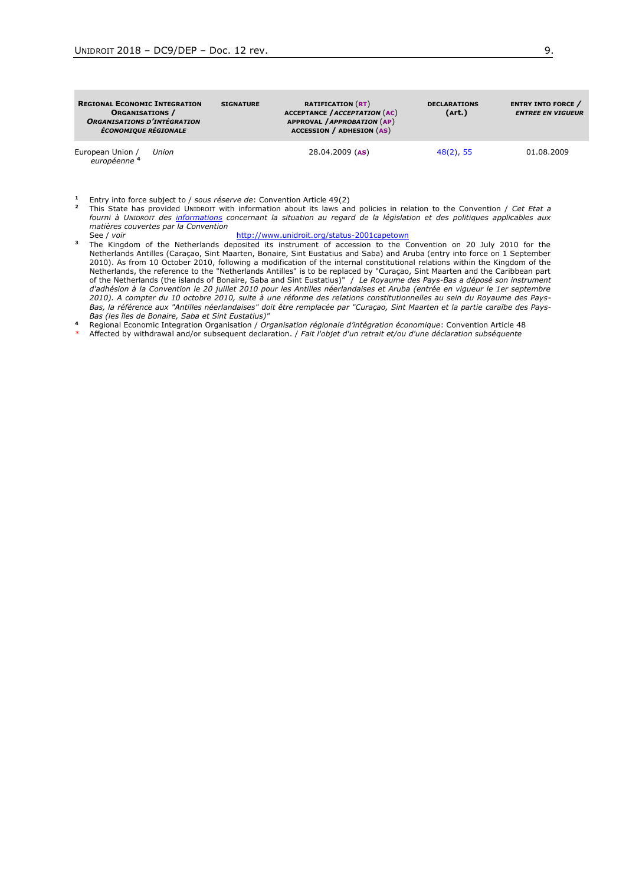| **REGIONAL ECONOMIC INTEGRATION ORGANISATIONS /** ***ORGANISATIONS D'INTÉGRATION ÉCONOMIQUE RÉGIONALE*** | **SIGNATURE** | **RATIFICATION (RT) ACCEPTANCE /** ***ACCEPTATION*** **(AC) APPROVAL /** ***APPROBATION*** **(AP) ACCESSION / ADHESION (AS)** | **DECLARATIONS (Art.)** | **ENTRY INTO FORCE /** ***ENTREE EN VIGUEUR*** |
|---|---|---|---|---|
| European Union / *Union européenne* [4] | | 28.04.2009 (**AS**) | 48(2), 55 | 01.08.2009 |

[1] Entry into force subject to / *sous réserve de*: Convention Article 49(2)

[2] This State has provided UNIDROIT with information about its laws and policies in relation to the Convention / *Cet Etat a fourni à UNIDROIT des informations concernant la situation au regard de la législation et des politiques applicables aux matières couvertes par la Convention*
See / *voir* http://www.unidroit.org/status-2001capetown

[3] The Kingdom of the Netherlands deposited its instrument of accession to the Convention on 20 July 2010 for the Netherlands Antilles (Caraçao, Sint Maarten, Bonaire, Sint Eustatius and Saba) and Aruba (entry into force on 1 September 2010). As from 10 October 2010, following a modification of the internal constitutional relations within the Kingdom of the Netherlands, the reference to the "Netherlands Antilles" is to be replaced by "Curaçao, Sint Maarten and the Caribbean part of the Netherlands (the islands of Bonaire, Saba and Sint Eustatius)" / *Le Royaume des Pays-Bas a déposé son instrument d'adhésion à la Convention le 20 juillet 2010 pour les Antilles néerlandaises et Aruba (entrée en vigueur le 1er septembre 2010). A compter du 10 octobre 2010, suite à une réforme des relations constitutionnelles au sein du Royaume des Pays-Bas, la référence aux "Antilles néerlandaises" doit être remplacée par "Curaçao, Sint Maarten et la partie caraïbe des Pays-Bas (les îles de Bonaire, Saba et Sint Eustatius)"*

[4] Regional Economic Integration Organisation / *Organisation régionale d'intégration économique*: Convention Article 48

\* Affected by withdrawal and/or subsequent declaration. / *Fait l'objet d'un retrait et/ou d'une déclaration subséquente*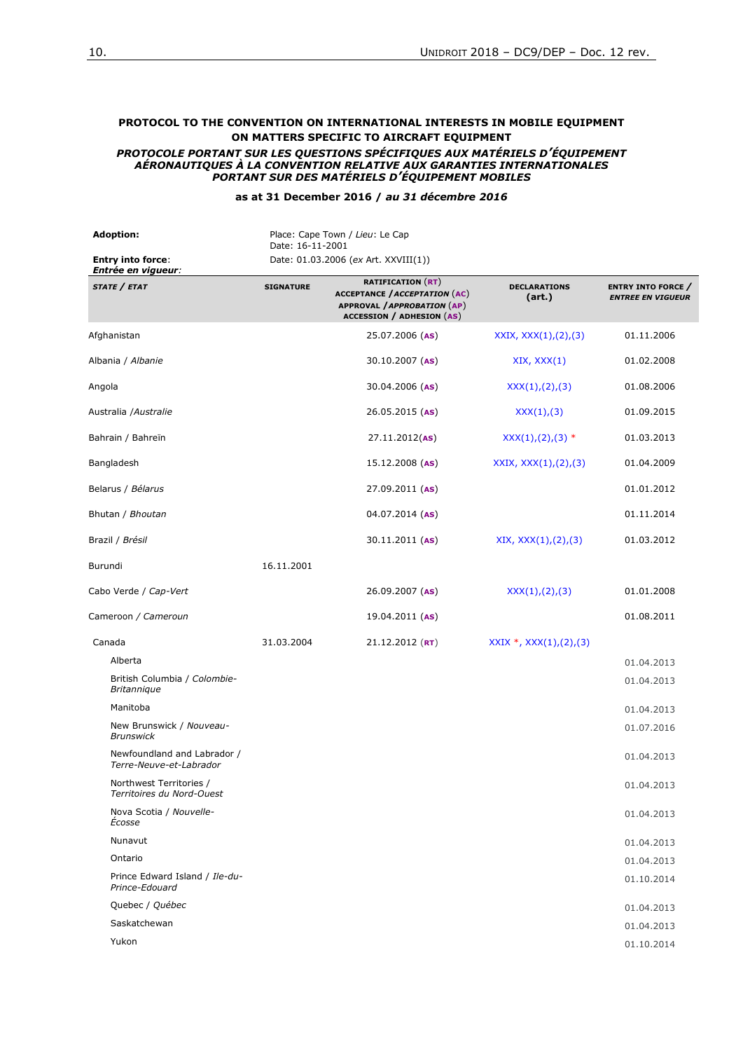**PROTOCOL TO THE CONVENTION ON INTERNATIONAL INTERESTS IN MOBILE EQUIPMENT ON MATTERS SPECIFIC TO AIRCRAFT EQUIPMENT**

***PROTOCOLE PORTANT SUR LES QUESTIONS SPÉCIFIQUES AUX MATÉRIELS D'ÉQUIPEMENT AÉRONAUTIQUES À LA CONVENTION RELATIVE AUX GARANTIES INTERNATIONALES PORTANT SUR DES MATÉRIELS D'ÉQUIPEMENT MOBILES***

**as at 31 December 2016 / *au 31 décembre 2016***

| | |
|---|---|
| **Adoption:** | Place: Cape Town / *Lieu*: Le Cap<br>Date: 16-11-2001 |
| **Entry into force**:<br>***Entrée en vigueur**:* | Date: 01.03.2006 (*ex* Art. XXVIII(1)) |

| **STATE / *ETAT*** | **SIGNATURE** | **RATIFICATION (RT)<br>ACCEPTANCE / *ACCEPTATION* (AC)<br>APPROVAL / *APPROBATION* (AP)<br>ACCESSION / ADHESION (AS)** | **DECLARATIONS (art.)** | **ENTRY INTO FORCE / *ENTREE EN VIGUEUR*** |
|---|---|---|---|---|
| Afghanistan | | 25.07.2006 (**AS**) | XXIX, XXX(1),(2),(3) | 01.11.2006 |
| Albania / *Albanie* | | 30.10.2007 (**AS**) | XIX, XXX(1) | 01.02.2008 |
| Angola | | 30.04.2006 (**AS**) | XXX(1),(2),(3) | 01.08.2006 |
| Australia /*Australie* | | 26.05.2015 (**AS**) | XXX(1),(3) | 01.09.2015 |
| Bahrain / Bahreïn | | 27.11.2012(**AS**) | XXX(1),(2),(3) * | 01.03.2013 |
| Bangladesh | | 15.12.2008 (**AS**) | XXIX, XXX(1),(2),(3) | 01.04.2009 |
| Belarus / *Bélarus* | | 27.09.2011 (**AS**) | | 01.01.2012 |
| Bhutan / *Bhoutan* | | 04.07.2014 (**AS**) | | 01.11.2014 |
| Brazil / *Brésil* | | 30.11.2011 (**AS**) | XIX, XXX(1),(2),(3) | 01.03.2012 |
| Burundi | 16.11.2001 | | | |
| Cabo Verde / *Cap-Vert* | | 26.09.2007 (**AS**) | XXX(1),(2),(3) | 01.01.2008 |
| Cameroon / *Cameroun* | | 19.04.2011 (**AS**) | | 01.08.2011 |
| Canada | 31.03.2004 | 21.12.2012 (**RT**) | XXIX *, XXX(1),(2),(3) | |
| Alberta | | | | 01.04.2013 |
| British Columbia / *Colombie-Britannique* | | | | 01.04.2013 |
| Manitoba | | | | 01.04.2013 |
| New Brunswick / *Nouveau-Brunswick* | | | | 01.07.2016 |
| Newfoundland and Labrador / *Terre-Neuve-et-Labrador* | | | | 01.04.2013 |
| Northwest Territories / *Territoires du Nord-Ouest* | | | | 01.04.2013 |
| Nova Scotia / *Nouvelle-Écosse* | | | | 01.04.2013 |
| Nunavut | | | | 01.04.2013 |
| Ontario | | | | 01.04.2013 |
| Prince Edward Island / *Ile-du-Prince-Edouard* | | | | 01.10.2014 |
| Quebec / *Québec* | | | | 01.04.2013 |
| Saskatchewan | | | | 01.04.2013 |
| Yukon | | | | 01.10.2014 |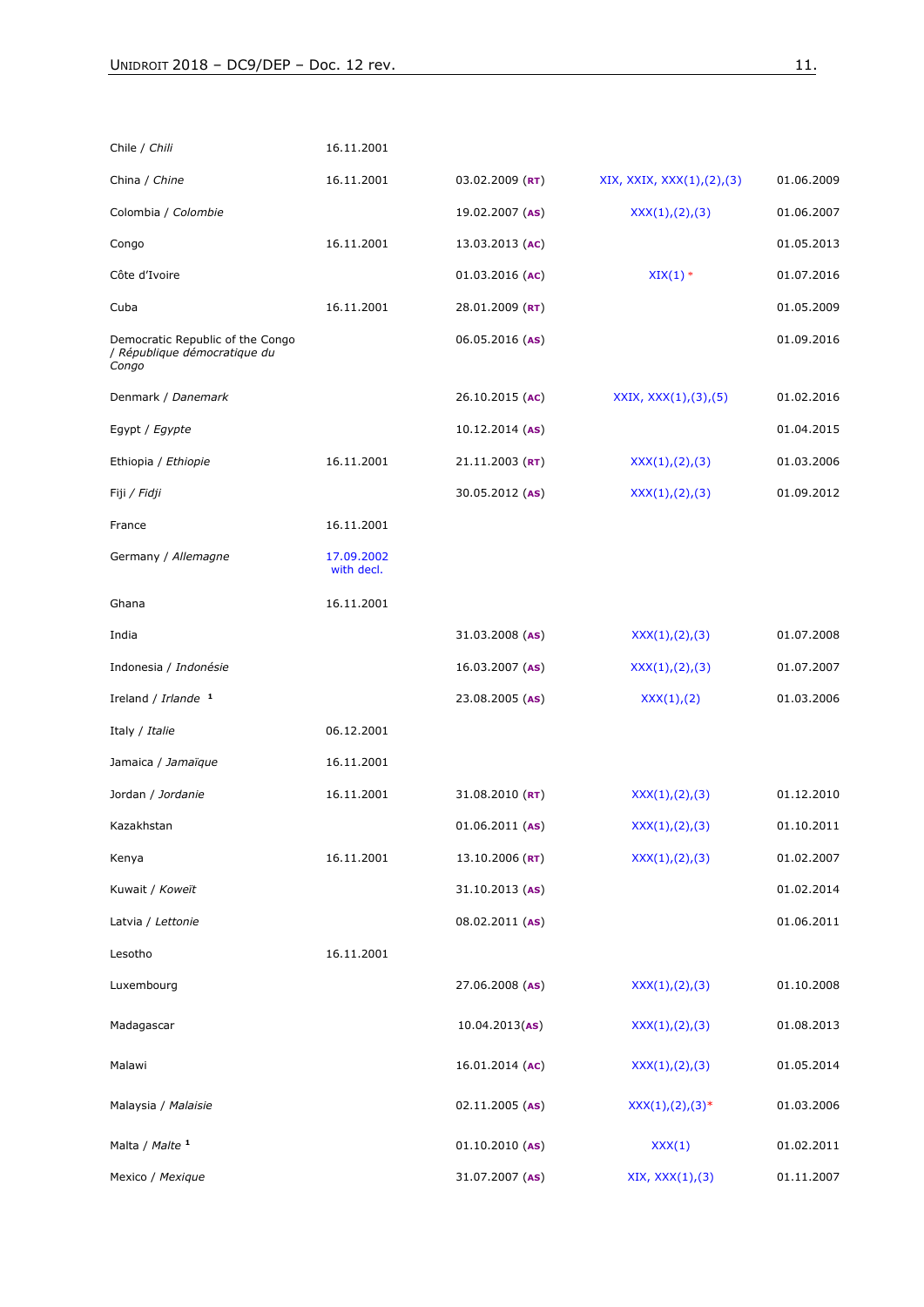| | | | | |
|---|---|---|---|---|
| Chile / *Chili* | 16.11.2001 | | | |
| China / *Chine* | 16.11.2001 | 03.02.2009 (**RT**) | XIX, XXIX, XXX(1),(2),(3) | 01.06.2009 |
| Colombia / *Colombie* | | 19.02.2007 (**AS**) | XXX(1),(2),(3) | 01.06.2007 |
| Congo | 16.11.2001 | 13.03.2013 (**AC**) | | 01.05.2013 |
| Côte d'Ivoire | | 01.03.2016 (**AC**) | XIX(1) * | 01.07.2016 |
| Cuba | 16.11.2001 | 28.01.2009 (**RT**) | | 01.05.2009 |
| Democratic Republic of the Congo / *République démocratique du Congo* | | 06.05.2016 (**AS**) | | 01.09.2016 |
| Denmark / *Danemark* | | 26.10.2015 (**AC**) | XXIX, XXX(1),(3),(5) | 01.02.2016 |
| Egypt / *Egypte* | | 10.12.2014 (**AS**) | | 01.04.2015 |
| Ethiopia / *Ethiopie* | 16.11.2001 | 21.11.2003 (**RT**) | XXX(1),(2),(3) | 01.03.2006 |
| Fiji / *Fidji* | | 30.05.2012 (**AS**) | XXX(1),(2),(3) | 01.09.2012 |
| France | 16.11.2001 | | | |
| Germany / *Allemagne* | 17.09.2002 with decl. | | | |
| Ghana | 16.11.2001 | | | |
| India | | 31.03.2008 (**AS**) | XXX(1),(2),(3) | 01.07.2008 |
| Indonesia / *Indonésie* | | 16.03.2007 (**AS**) | XXX(1),(2),(3) | 01.07.2007 |
| Ireland / *Irlande* [1] | | 23.08.2005 (**AS**) | XXX(1),(2) | 01.03.2006 |
| Italy / *Italie* | 06.12.2001 | | | |
| Jamaica / *Jamaïque* | 16.11.2001 | | | |
| Jordan / *Jordanie* | 16.11.2001 | 31.08.2010 (**RT**) | XXX(1),(2),(3) | 01.12.2010 |
| Kazakhstan | | 01.06.2011 (**AS**) | XXX(1),(2),(3) | 01.10.2011 |
| Kenya | 16.11.2001 | 13.10.2006 (**RT**) | XXX(1),(2),(3) | 01.02.2007 |
| Kuwait / *Koweït* | | 31.10.2013 (**AS**) | | 01.02.2014 |
| Latvia / *Lettonie* | | 08.02.2011 (**AS**) | | 01.06.2011 |
| Lesotho | 16.11.2001 | | | |
| Luxembourg | | 27.06.2008 (**AS**) | XXX(1),(2),(3) | 01.10.2008 |
| Madagascar | | 10.04.2013(**AS**) | XXX(1),(2),(3) | 01.08.2013 |
| Malawi | | 16.01.2014 (**AC**) | XXX(1),(2),(3) | 01.05.2014 |
| Malaysia / *Malaisie* | | 02.11.2005 (**AS**) | XXX(1),(2),(3)* | 01.03.2006 |
| Malta / *Malte* [1] | | 01.10.2010 (**AS**) | XXX(1) | 01.02.2011 |
| Mexico / *Mexique* | | 31.07.2007 (**AS**) | XIX, XXX(1),(3) | 01.11.2007 |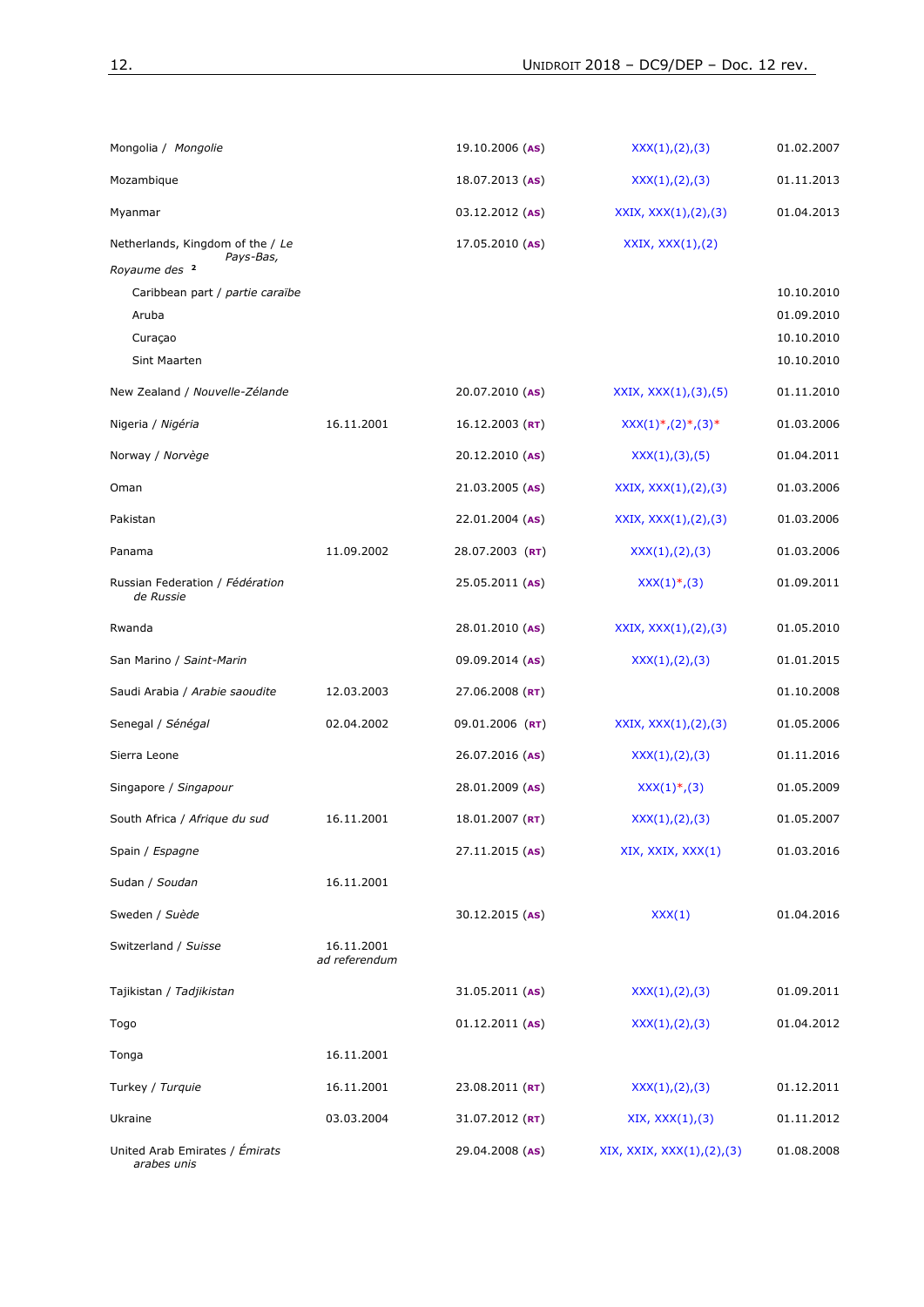| | | | | |
|---|---|---|---|---|
| Mongolia / *Mongolie* | | 19.10.2006 (AS) | XXX(1),(2),(3) | 01.02.2007 |
| Mozambique | | 18.07.2013 (AS) | XXX(1),(2),(3) | 01.11.2013 |
| Myanmar | | 03.12.2012 (AS) | XXIX, XXX(1),(2),(3) | 01.04.2013 |
| Netherlands, Kingdom of the / *Le Pays-Bas, Royaume des* [2] | | 17.05.2010 (AS) | XXIX, XXX(1),(2) | |
| Caribbean part / *partie caraïbe* | | | | 10.10.2010 |
| Aruba | | | | 01.09.2010 |
| Curaçao | | | | 10.10.2010 |
| Sint Maarten | | | | 10.10.2010 |
| New Zealand / *Nouvelle-Zélande* | | 20.07.2010 (AS) | XXIX, XXX(1),(3),(5) | 01.11.2010 |
| Nigeria / *Nigéria* | 16.11.2001 | 16.12.2003 (RT) | XXX(1)*,(2)*,(3)* | 01.03.2006 |
| Norway / *Norvège* | | 20.12.2010 (AS) | XXX(1),(3),(5) | 01.04.2011 |
| Oman | | 21.03.2005 (AS) | XXIX, XXX(1),(2),(3) | 01.03.2006 |
| Pakistan | | 22.01.2004 (AS) | XXIX, XXX(1),(2),(3) | 01.03.2006 |
| Panama | 11.09.2002 | 28.07.2003 (RT) | XXX(1),(2),(3) | 01.03.2006 |
| Russian Federation / *Fédération de Russie* | | 25.05.2011 (AS) | XXX(1)*,(3) | 01.09.2011 |
| Rwanda | | 28.01.2010 (AS) | XXIX, XXX(1),(2),(3) | 01.05.2010 |
| San Marino / *Saint-Marin* | | 09.09.2014 (AS) | XXX(1),(2),(3) | 01.01.2015 |
| Saudi Arabia / *Arabie saoudite* | 12.03.2003 | 27.06.2008 (RT) | | 01.10.2008 |
| Senegal / *Sénégal* | 02.04.2002 | 09.01.2006 (RT) | XXIX, XXX(1),(2),(3) | 01.05.2006 |
| Sierra Leone | | 26.07.2016 (AS) | XXX(1),(2),(3) | 01.11.2016 |
| Singapore / *Singapour* | | 28.01.2009 (AS) | XXX(1)*,(3) | 01.05.2009 |
| South Africa / *Afrique du sud* | 16.11.2001 | 18.01.2007 (RT) | XXX(1),(2),(3) | 01.05.2007 |
| Spain / *Espagne* | | 27.11.2015 (AS) | XIX, XXIX, XXX(1) | 01.03.2016 |
| Sudan / *Soudan* | 16.11.2001 | | | |
| Sweden / *Suède* | | 30.12.2015 (AS) | XXX(1) | 01.04.2016 |
| Switzerland / *Suisse* | 16.11.2001 *ad referendum* | | | |
| Tajikistan / *Tadjikistan* | | 31.05.2011 (AS) | XXX(1),(2),(3) | 01.09.2011 |
| Togo | | 01.12.2011 (AS) | XXX(1),(2),(3) | 01.04.2012 |
| Tonga | 16.11.2001 | | | |
| Turkey / *Turquie* | 16.11.2001 | 23.08.2011 (RT) | XXX(1),(2),(3) | 01.12.2011 |
| Ukraine | 03.03.2004 | 31.07.2012 (RT) | XIX, XXX(1),(3) | 01.11.2012 |
| United Arab Emirates / *Émirats arabes unis* | | 29.04.2008 (AS) | XIX, XXIX, XXX(1),(2),(3) | 01.08.2008 |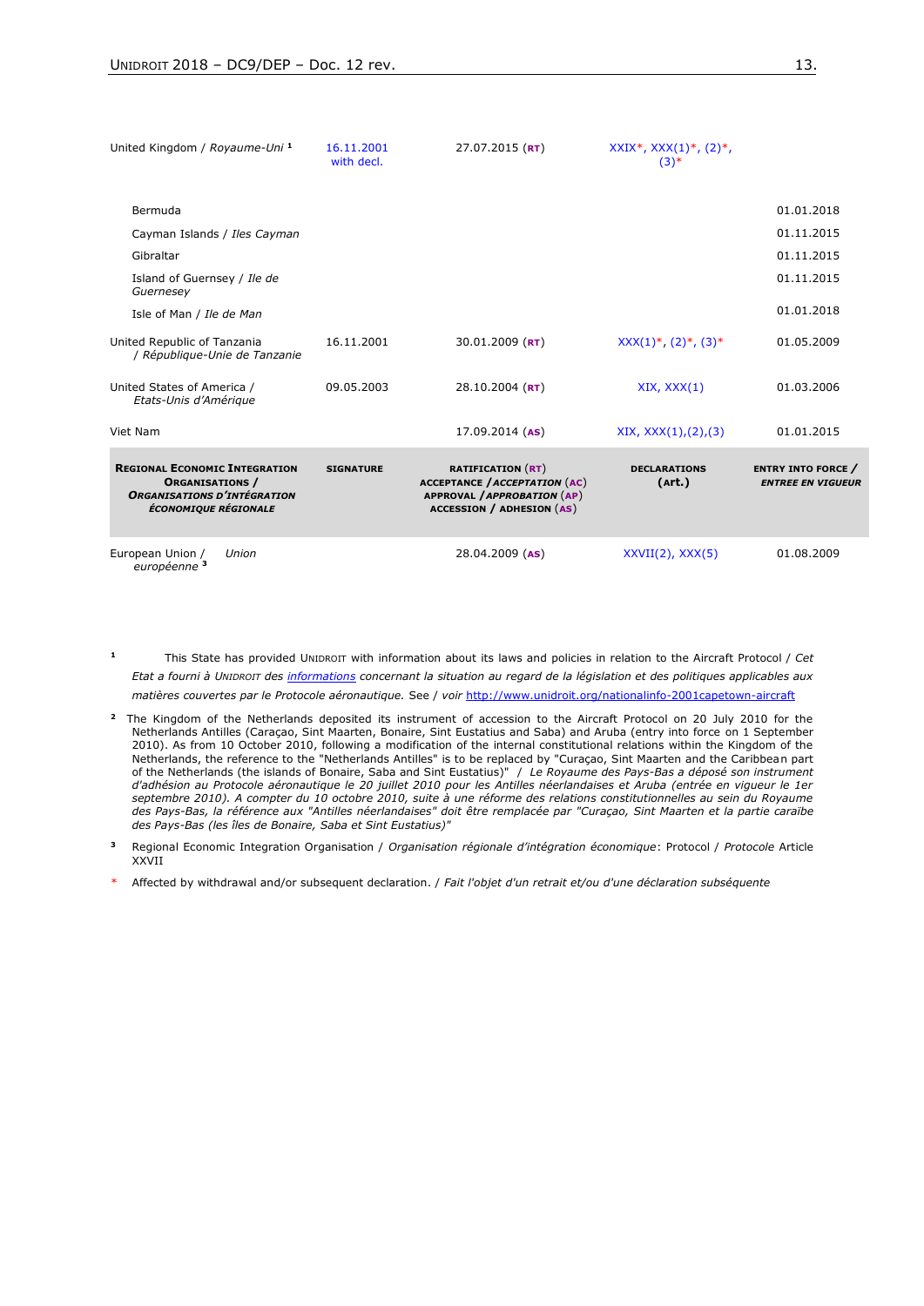| | | | | |
|---|---|---|---|---|
| United Kingdom / *Royaume-Uni* [1] | 16.11.2001 with decl. | 27.07.2015 (RT) | XXIX*, XXX(1)*, (2)*, (3)* | |
| Bermuda | | | | 01.01.2018 |
| Cayman Islands / *Iles Cayman* | | | | 01.11.2015 |
| Gibraltar | | | | 01.11.2015 |
| Island of Guernsey / *Ile de Guernesey* | | | | 01.11.2015 |
| Isle of Man / *Ile de Man* | | | | 01.01.2018 |
| United Republic of Tanzania / *République-Unie de Tanzanie* | 16.11.2001 | 30.01.2009 (RT) | XXX(1)*, (2)*, (3)* | 01.05.2009 |
| United States of America / *Etats-Unis d'Amérique* | 09.05.2003 | 28.10.2004 (RT) | XIX, XXX(1) | 01.03.2006 |
| Viet Nam | | 17.09.2014 (AS) | XIX, XXX(1),(2),(3) | 01.01.2015 |
| **REGIONAL ECONOMIC INTEGRATION ORGANISATIONS / *ORGANISATIONS D'INTÉGRATION ÉCONOMIQUE RÉGIONALE*** | **SIGNATURE** | **RATIFICATION (RT) ACCEPTANCE / *ACCEPTATION* (AC) APPROVAL / *APPROBATION* (AP) ACCESSION / ADHESION (AS)** | **DECLARATIONS (art.)** | **ENTRY INTO FORCE / *ENTREE EN VIGUEUR*** |
| European Union / *Union européenne* [3] | | 28.04.2009 (AS) | XXVII(2), XXX(5) | 01.08.2009 |

[1] This State has provided UNIDROIT with information about its laws and policies in relation to the Aircraft Protocol / *Cet Etat a fourni à UNIDROIT des informations concernant la situation au regard de la législation et des politiques applicables aux matières couvertes par le Protocole aéronautique.* See / *voir* http://www.unidroit.org/nationalinfo-2001capetown-aircraft

[2] The Kingdom of the Netherlands deposited its instrument of accession to the Aircraft Protocol on 20 July 2010 for the Netherlands Antilles (Caraçao, Sint Maarten, Bonaire, Sint Eustatius and Saba) and Aruba (entry into force on 1 September 2010). As from 10 October 2010, following a modification of the internal constitutional relations within the Kingdom of the Netherlands, the reference to the "Netherlands Antilles" is to be replaced by "Curaçao, Sint Maarten and the Caribbean part of the Netherlands (the islands of Bonaire, Saba and Sint Eustatius)" / *Le Royaume des Pays-Bas a déposé son instrument d'adhésion au Protocole aéronautique le 20 juillet 2010 pour les Antilles néerlandaises et Aruba (entrée en vigueur le 1er septembre 2010). A compter du 10 octobre 2010, suite à une réforme des relations constitutionnelles au sein du Royaume des Pays-Bas, la référence aux "Antilles néerlandaises" doit être remplacée par "Curaçao, Sint Maarten et la partie caraïbe des Pays-Bas (les îles de Bonaire, Saba et Sint Eustatius)"*

[3] Regional Economic Integration Organisation / *Organisation régionale d'intégration économique*: Protocol / *Protocole* Article XXVII

\* Affected by withdrawal and/or subsequent declaration. / *Fait l'objet d'un retrait et/ou d'une déclaration subséquente*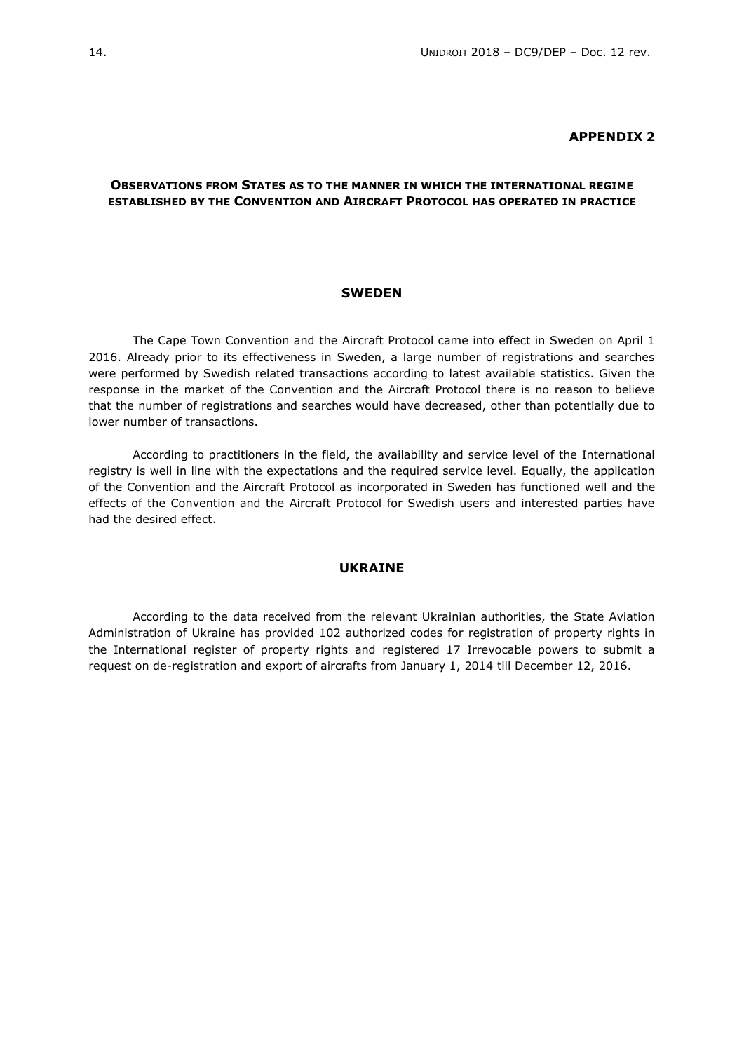## APPENDIX 2

### OBSERVATIONS FROM STATES AS TO THE MANNER IN WHICH THE INTERNATIONAL REGIME ESTABLISHED BY THE CONVENTION AND AIRCRAFT PROTOCOL HAS OPERATED IN PRACTICE

### SWEDEN

The Cape Town Convention and the Aircraft Protocol came into effect in Sweden on April 1 2016. Already prior to its effectiveness in Sweden, a large number of registrations and searches were performed by Swedish related transactions according to latest available statistics. Given the response in the market of the Convention and the Aircraft Protocol there is no reason to believe that the number of registrations and searches would have decreased, other than potentially due to lower number of transactions.

According to practitioners in the field, the availability and service level of the International registry is well in line with the expectations and the required service level. Equally, the application of the Convention and the Aircraft Protocol as incorporated in Sweden has functioned well and the effects of the Convention and the Aircraft Protocol for Swedish users and interested parties have had the desired effect.

### UKRAINE

According to the data received from the relevant Ukrainian authorities, the State Aviation Administration of Ukraine has provided 102 authorized codes for registration of property rights in the International register of property rights and registered 17 Irrevocable powers to submit a request on de-registration and export of aircrafts from January 1, 2014 till December 12, 2016.